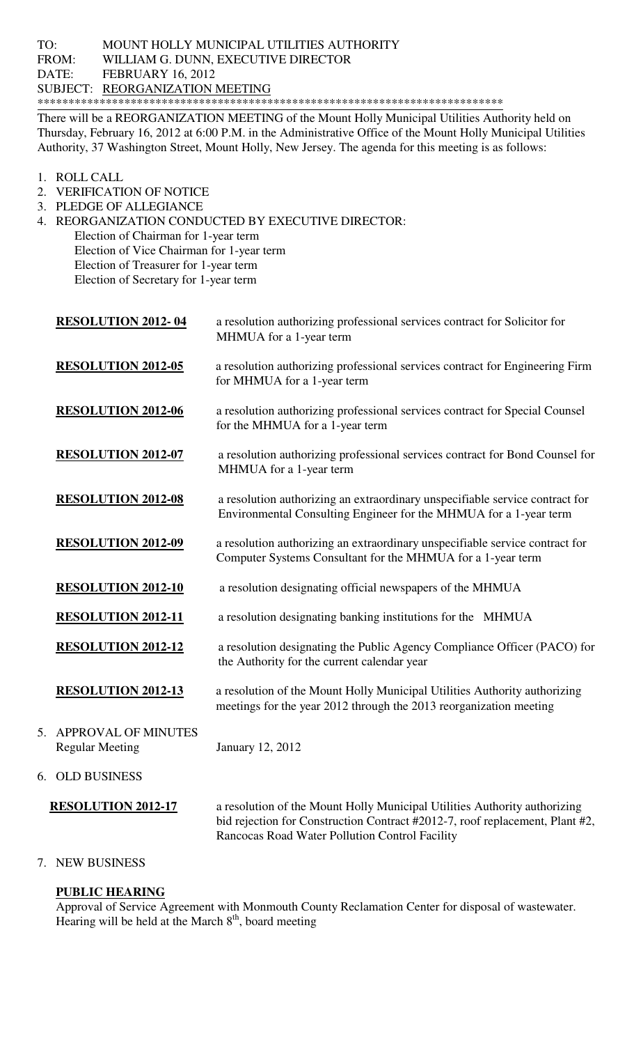TO: MOUNT HOLLY MUNICIPAL UTILITIES AUTHORITY
FROM: WILLIAM G. DUNN, EXECUTIVE DIRECTOR
DATE: FEBRUARY 16, 2012
SUBJECT: REORGANIZATION MEETING

**************************************************************************

There will be a REORGANIZATION MEETING of the Mount Holly Municipal Utilities Authority held on Thursday, February 16, 2012 at 6:00 P.M. in the Administrative Office of the Mount Holly Municipal Utilities Authority, 37 Washington Street, Mount Holly, New Jersey. The agenda for this meeting is as follows:

1. ROLL CALL
2. VERIFICATION OF NOTICE
3. PLEDGE OF ALLEGIANCE
4. REORGANIZATION CONDUCTED BY EXECUTIVE DIRECTOR:
   - Election of Chairman for 1-year term
   - Election of Vice Chairman for 1-year term
   - Election of Treasurer for 1-year term
   - Election of Secretary for 1-year term

   **RESOLUTION 2012- 04** — a resolution authorizing professional services contract for Solicitor for MHMUA for a 1-year term

   **RESOLUTION 2012-05** — a resolution authorizing professional services contract for Engineering Firm for MHMUA for a 1-year term

   **RESOLUTION 2012-06** — a resolution authorizing professional services contract for Special Counsel for the MHMUA for a 1-year term

   **RESOLUTION 2012-07** — a resolution authorizing professional services contract for Bond Counsel for MHMUA for a 1-year term

   **RESOLUTION 2012-08** — a resolution authorizing an extraordinary unspecifiable service contract for Environmental Consulting Engineer for the MHMUA for a 1-year term

   **RESOLUTION 2012-09** — a resolution authorizing an extraordinary unspecifiable service contract for Computer Systems Consultant for the MHMUA for a 1-year term

   **RESOLUTION 2012-10** — a resolution designating official newspapers of the MHMUA

   **RESOLUTION 2012-11** — a resolution designating banking institutions for the MHMUA

   **RESOLUTION 2012-12** — a resolution designating the Public Agency Compliance Officer (PACO) for the Authority for the current calendar year

   **RESOLUTION 2012-13** — a resolution of the Mount Holly Municipal Utilities Authority authorizing meetings for the year 2012 through the 2013 reorganization meeting

5. APPROVAL OF MINUTES
   Regular Meeting — January 12, 2012

6. OLD BUSINESS

   **RESOLUTION 2012-17** — a resolution of the Mount Holly Municipal Utilities Authority authorizing bid rejection for Construction Contract #2012-7, roof replacement, Plant #2, Rancocas Road Water Pollution Control Facility

7. NEW BUSINESS

   **PUBLIC HEARING**
   Approval of Service Agreement with Monmouth County Reclamation Center for disposal of wastewater. Hearing will be held at the March 8th, board meeting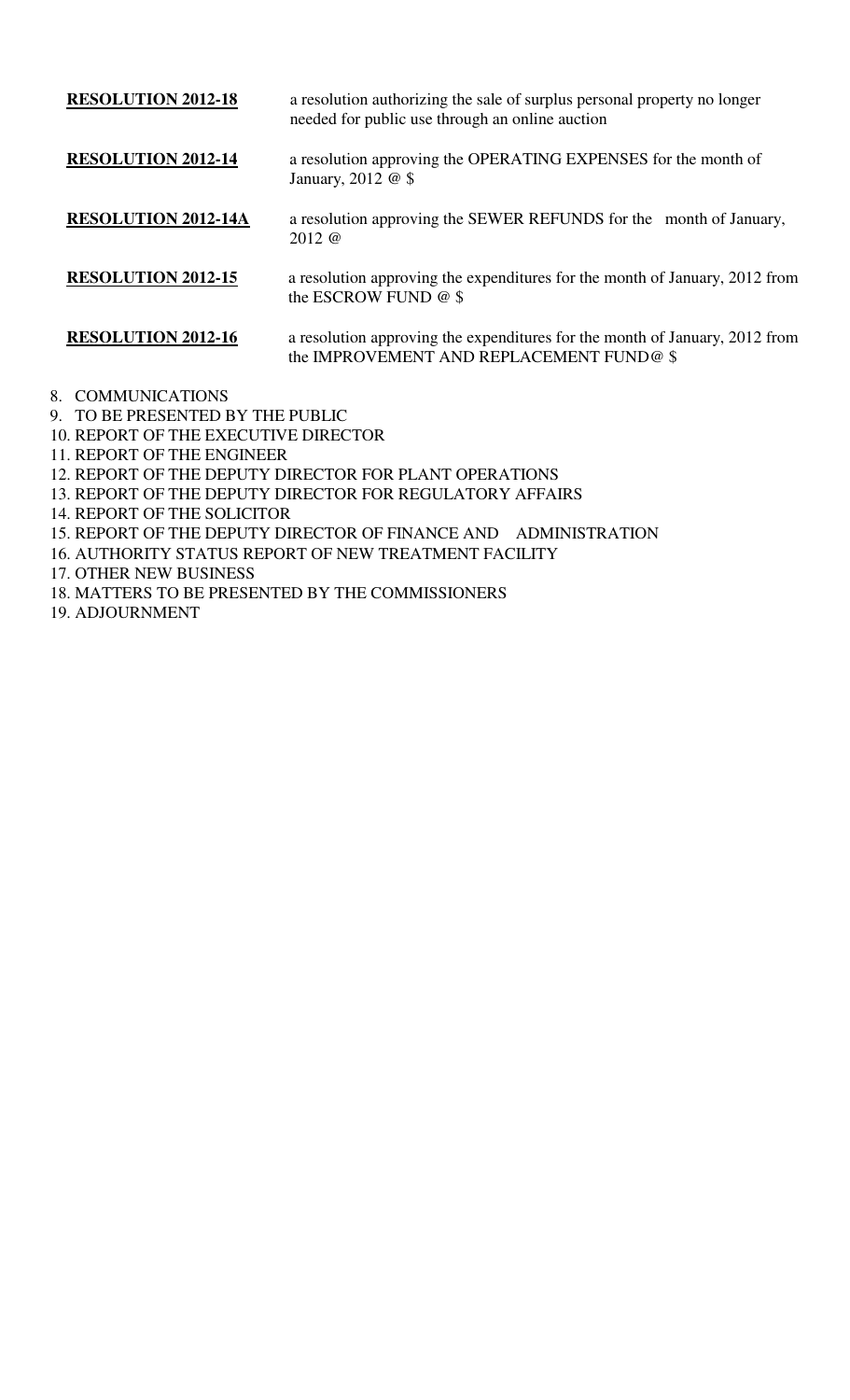**RESOLUTION 2012-18** a resolution authorizing the sale of surplus personal property no longer needed for public use through an online auction

**RESOLUTION 2012-14** a resolution approving the OPERATING EXPENSES for the month of January, 2012 @ $

**RESOLUTION 2012-14A** a resolution approving the SEWER REFUNDS for the month of January, 2012 @

**RESOLUTION 2012-15** a resolution approving the expenditures for the month of January, 2012 from the ESCROW FUND @ $

**RESOLUTION 2012-16** a resolution approving the expenditures for the month of January, 2012 from the IMPROVEMENT AND REPLACEMENT FUND@ $

8. COMMUNICATIONS
9. TO BE PRESENTED BY THE PUBLIC
10. REPORT OF THE EXECUTIVE DIRECTOR
11. REPORT OF THE ENGINEER
12. REPORT OF THE DEPUTY DIRECTOR FOR PLANT OPERATIONS
13. REPORT OF THE DEPUTY DIRECTOR FOR REGULATORY AFFAIRS
14. REPORT OF THE SOLICITOR
15. REPORT OF THE DEPUTY DIRECTOR OF FINANCE AND ADMINISTRATION
16. AUTHORITY STATUS REPORT OF NEW TREATMENT FACILITY
17. OTHER NEW BUSINESS
18. MATTERS TO BE PRESENTED BY THE COMMISSIONERS
19. ADJOURNMENT